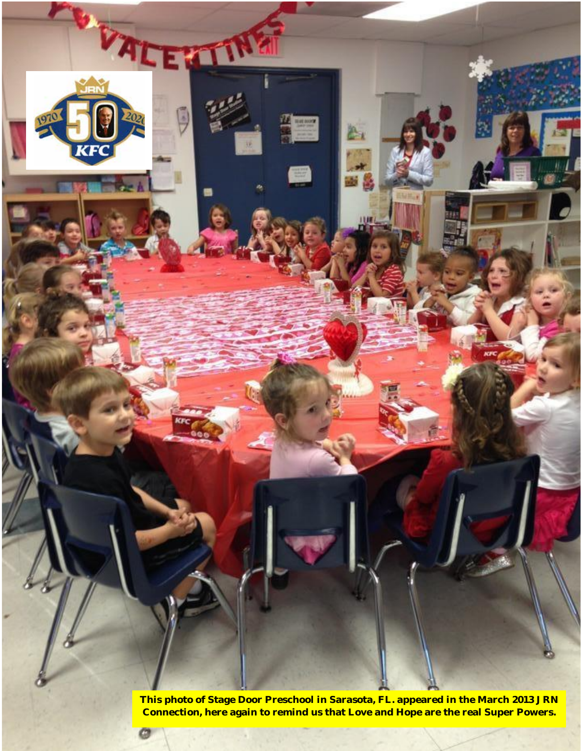**This photo of Stage Door Preschool in Sarasota, FL. appeared in the March 2013 JRN Connection, here again to remind us that Love and Hope are the real Super Powers.**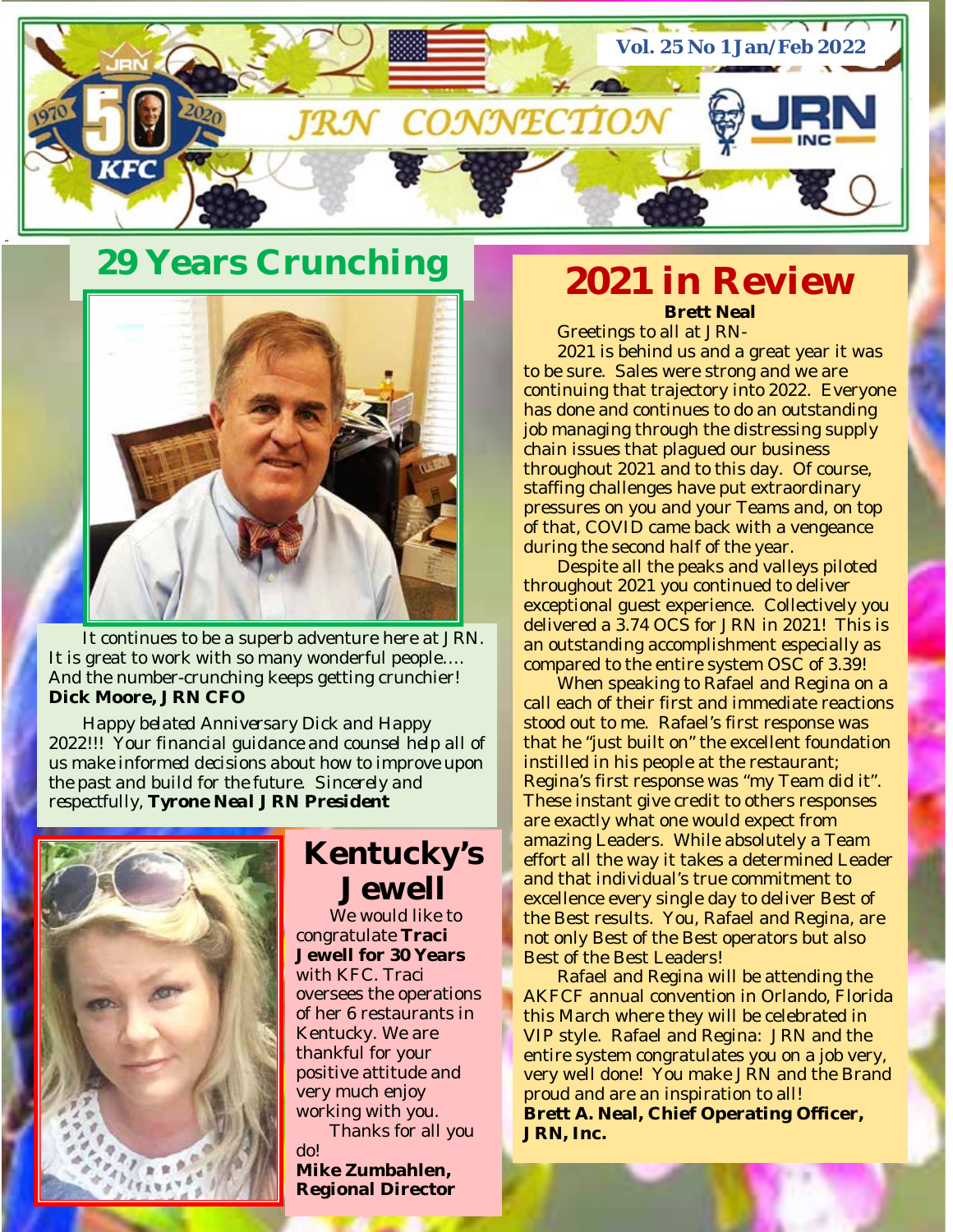# JRN CONNECTION

Vol. 25 No 1 Jan/Feb 2022

## 29 Years Crunching

It continues to be a superb adventure here at JRN. It is great to work with so many wonderful people…. And the number-crunching keeps getting crunchier!
**Dick Moore, JRN CFO**

*Happy belated Anniversary Dick and Happy 2022!!! Your financial guidance and counsel help all of us make informed decisions about how to improve upon the past and build for the future. Sincerely and respectfully,* ***Tyrone Neal JRN President***

## Kentucky's Jewell

We would like to congratulate **Traci Jewell for 30 Years** with KFC. Traci oversees the operations of her 6 restaurants in Kentucky. We are thankful for your positive attitude and very much enjoy working with you.

Thanks for all you do!
**Mike Zumbahlen, Regional Director**

## 2021 in Review

**Brett Neal**

Greetings to all at JRN-

2021 is behind us and a great year it was to be sure. Sales were strong and we are continuing that trajectory into 2022. Everyone has done and continues to do an outstanding job managing through the distressing supply chain issues that plagued our business throughout 2021 and to this day. Of course, staffing challenges have put extraordinary pressures on you and your Teams and, on top of that, COVID came back with a vengeance during the second half of the year.

Despite all the peaks and valleys piloted throughout 2021 you continued to deliver exceptional guest experience. Collectively you delivered a 3.74 OCS for JRN in 2021! This is an outstanding accomplishment especially as compared to the entire system OSC of 3.39!

When speaking to Rafael and Regina on a call each of their first and immediate reactions stood out to me. Rafael's first response was that he "just built on" the excellent foundation instilled in his people at the restaurant; Regina's first response was "my Team did it". These instant give credit to others responses are exactly what one would expect from amazing Leaders. While absolutely a Team effort all the way it takes a determined Leader and that individual's true commitment to excellence every single day to deliver Best of the Best results. You, Rafael and Regina, are not only Best of the Best operators but also Best of the Best Leaders!

Rafael and Regina will be attending the AKFCF annual convention in Orlando, Florida this March where they will be celebrated in VIP style. Rafael and Regina: JRN and the entire system congratulates you on a job very, very well done! You make JRN and the Brand proud and are an inspiration to all!
**Brett A. Neal, Chief Operating Officer, JRN, Inc.**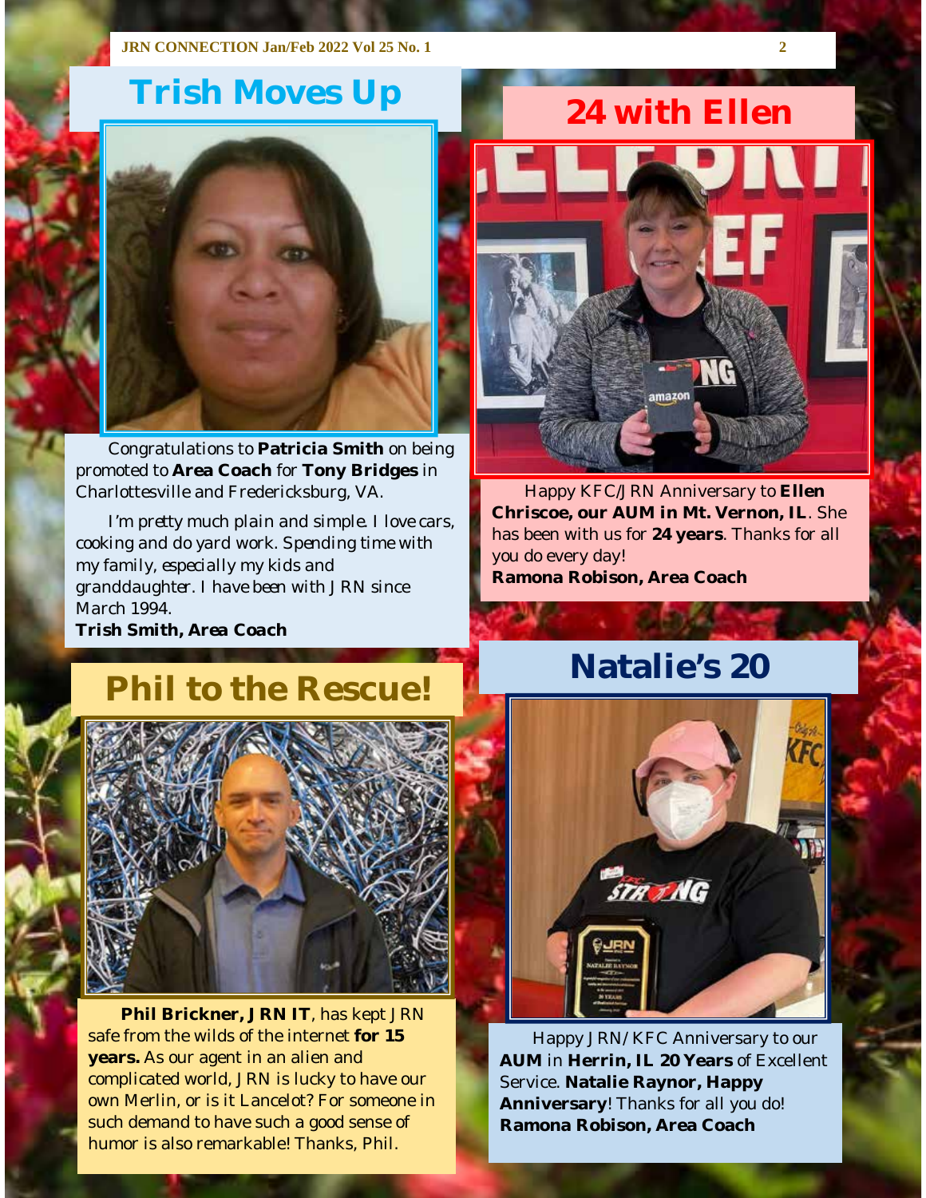## Trish Moves Up

Congratulations to **Patricia Smith** on being promoted to **Area Coach** for **Tony Bridges** in Charlottesville and Fredericksburg, VA.

*I'm pretty much plain and simple. I love cars, cooking and do yard work. Spending time with my family, especially my kids and granddaughter. I have been with JRN since March 1994.*
***Trish Smith, Area Coach***

## 24 with Ellen

Happy KFC/JRN Anniversary to **Ellen Chriscoe, our AUM in Mt. Vernon, IL**. She has been with us for **24 years**. Thanks for all you do every day!
**Ramona Robison, Area Coach**

## Phil to the Rescue!

**Phil Brickner, JRN IT**, has kept JRN safe from the wilds of the internet **for 15 years.** As our agent in an alien and complicated world, JRN is lucky to have our own Merlin, or is it Lancelot? For someone in such demand to have such a good sense of humor is also remarkable! Thanks, Phil.

## Natalie's 20

Happy JRN/KFC Anniversary to our **AUM** in **Herrin, IL 20 Years** of Excellent Service. **Natalie Raynor, Happy Anniversary**! Thanks for all you do!
**Ramona Robison, Area Coach**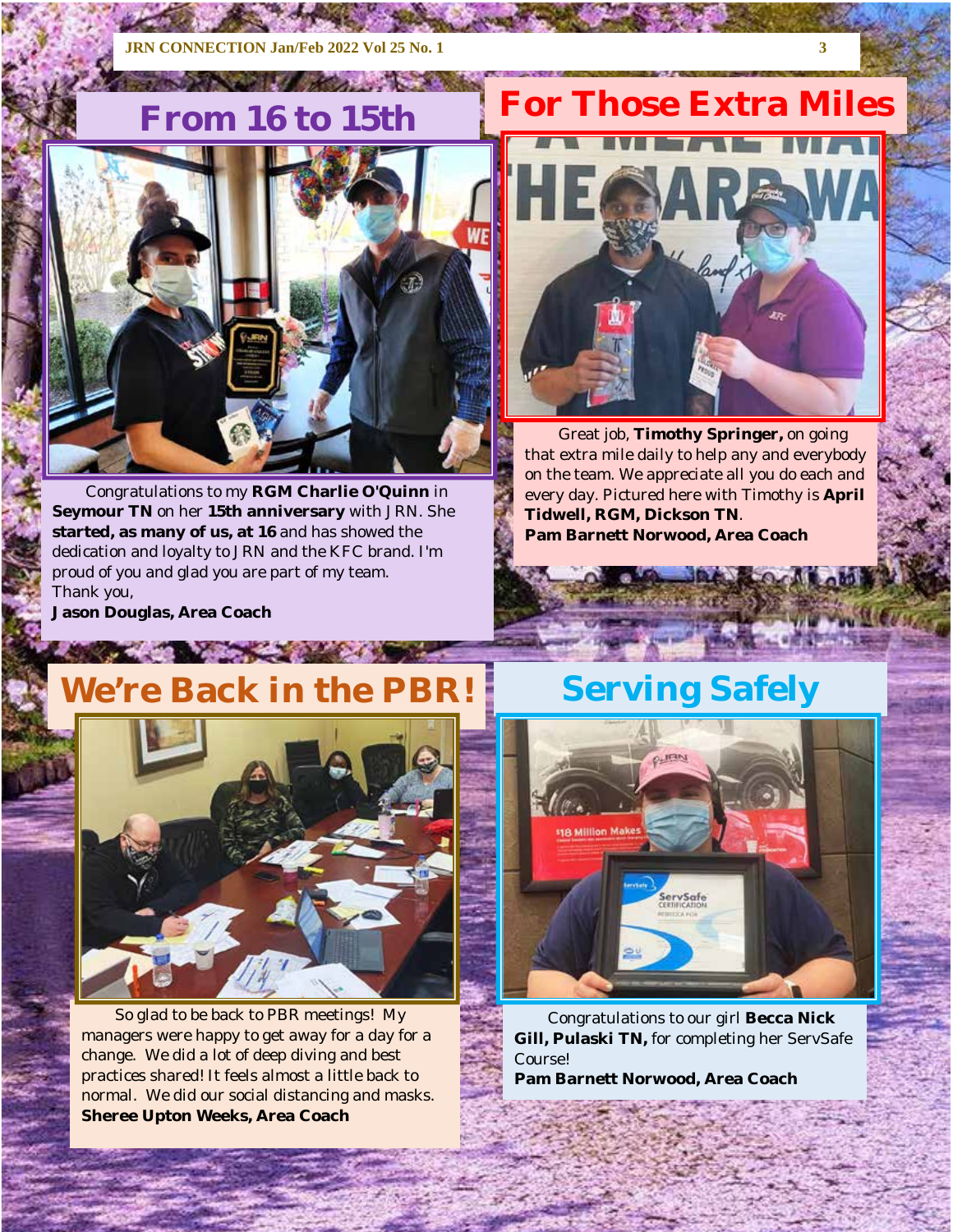## From 16 to 15th

Congratulations to my **RGM Charlie O'Quinn** in **Seymour TN** on her **15th anniversary** with JRN. She **started, as many of us, at 16** and has showed the dedication and loyalty to JRN and the KFC brand. I'm proud of you and glad you are part of my team.
Thank you,
**Jason Douglas, Area Coach**

## For Those Extra Miles

Great job, **Timothy Springer,** on going that extra mile daily to help any and everybody on the team. We appreciate all you do each and every day. Pictured here with Timothy is **April Tidwell, RGM, Dickson TN**.
**Pam Barnett Norwood, Area Coach**

## We're Back in the PBR!

So glad to be back to PBR meetings! My managers were happy to get away for a day for a change. We did a lot of deep diving and best practices shared! It feels almost a little back to normal. We did our social distancing and masks.
**Sheree Upton Weeks, Area Coach**

## Serving Safely

Congratulations to our girl **Becca Nick Gill, Pulaski TN,** for completing her ServSafe Course!
**Pam Barnett Norwood, Area Coach**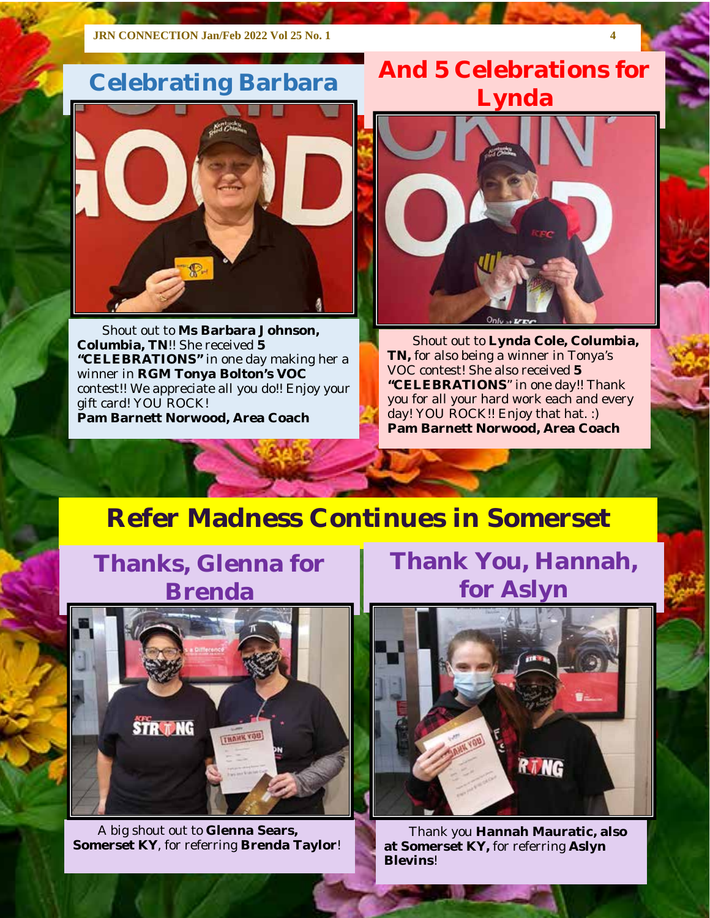## Celebrating Barbara

Shout out to **Ms Barbara Johnson, Columbia, TN**!! She received **5 "CELEBRATIONS"** in one day making her a winner in **RGM Tonya Bolton's VOC** contest!! We appreciate all you do!! Enjoy your gift card! YOU ROCK!
**Pam Barnett Norwood, Area Coach**

## And 5 Celebrations for Lynda

Shout out to **Lynda Cole, Columbia, TN,** for also being a winner in Tonya's VOC contest! She also received **5 "CELEBRATIONS"** in one day!! Thank you for all your hard work each and every day! YOU ROCK!! Enjoy that hat. :)
**Pam Barnett Norwood, Area Coach**

# Refer Madness Continues in Somerset

## Thanks, Glenna for Brenda

A big shout out to **Glenna Sears, Somerset KY**, for referring **Brenda Taylor**!

## Thank You, Hannah, for Aslyn

Thank you **Hannah Mauratic, also at Somerset KY,** for referring **Aslyn Blevins**!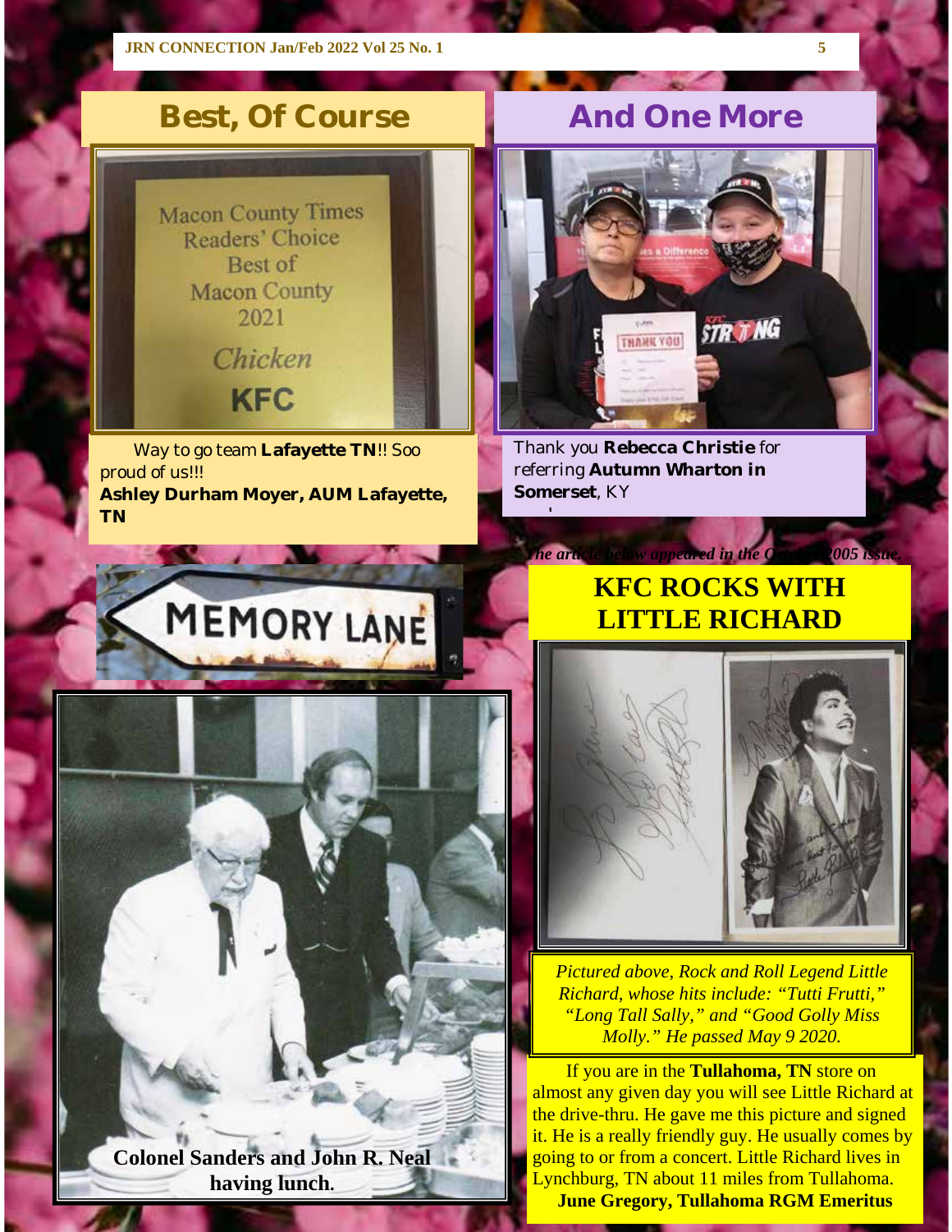## Best, Of Course

Macon County Times Readers' Choice Best of Macon County 2021 Chicken KFC

Way to go team **Lafayette TN**!! Soo proud of us!!!
**Ashley Durham Moyer, AUM Lafayette, TN**

## And One More

Thank you **Rebecca Christie** for referring **Autumn Wharton in Somerset**, KY

## MEMORY LANE

**Colonel Sanders and John R. Neal having lunch.**

*The article below appeared in the October 2005 issue.*

## KFC ROCKS WITH LITTLE RICHARD

*Pictured above, Rock and Roll Legend Little Richard, whose hits include: "Tutti Frutti," "Long Tall Sally," and "Good Golly Miss Molly." He passed May 9 2020.*

If you are in the **Tullahoma, TN** store on almost any given day you will see Little Richard at the drive-thru. He gave me this picture and signed it. He is a really friendly guy. He usually comes by going to or from a concert. Little Richard lives in Lynchburg, TN about 11 miles from Tullahoma.

**June Gregory, Tullahoma RGM Emeritus**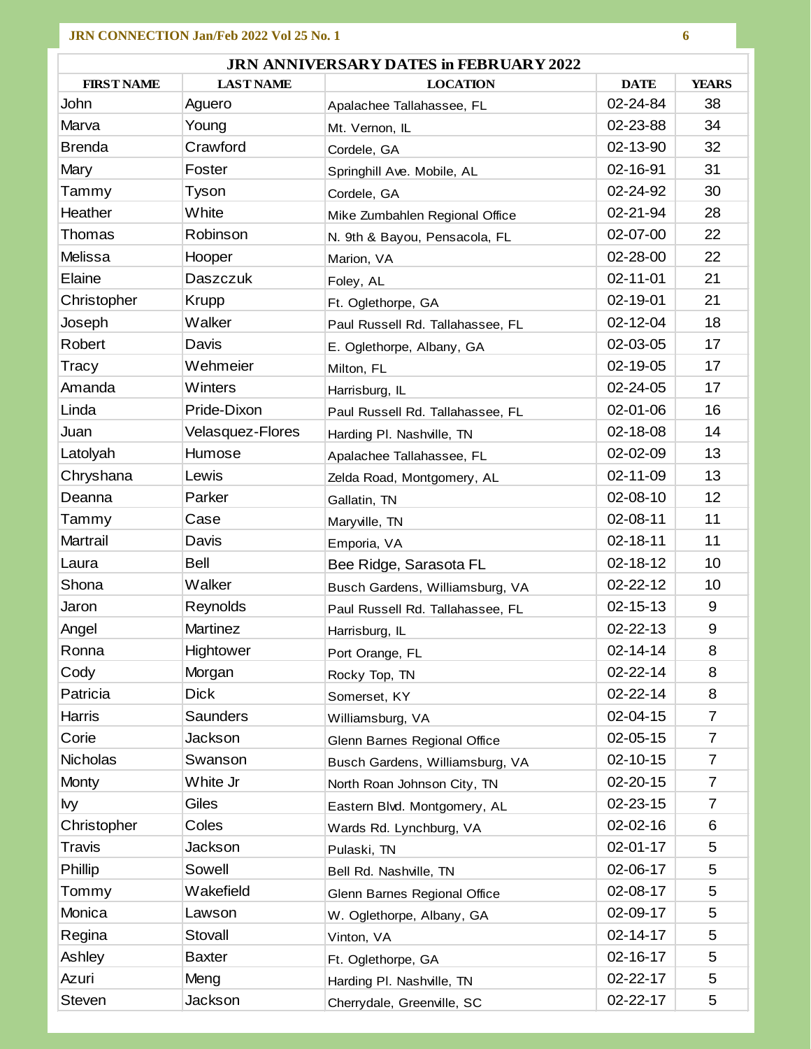| JRN ANNIVERSARY DATES in FEBRUARY 2022 | | | | |
|---|---|---|---|---|
| **FIRST NAME** | **LAST NAME** | **LOCATION** | **DATE** | **YEARS** |
| John | Aguero | Apalachee Tallahassee, FL | 02-24-84 | 38 |
| Marva | Young | Mt. Vernon, IL | 02-23-88 | 34 |
| Brenda | Crawford | Cordele, GA | 02-13-90 | 32 |
| Mary | Foster | Springhill Ave. Mobile, AL | 02-16-91 | 31 |
| Tammy | Tyson | Cordele, GA | 02-24-92 | 30 |
| Heather | White | Mike Zumbahlen Regional Office | 02-21-94 | 28 |
| Thomas | Robinson | N. 9th & Bayou, Pensacola, FL | 02-07-00 | 22 |
| Melissa | Hooper | Marion, VA | 02-28-00 | 22 |
| Elaine | Daszczuk | Foley, AL | 02-11-01 | 21 |
| Christopher | Krupp | Ft. Oglethorpe, GA | 02-19-01 | 21 |
| Joseph | Walker | Paul Russell Rd. Tallahassee, FL | 02-12-04 | 18 |
| Robert | Davis | E. Oglethorpe, Albany, GA | 02-03-05 | 17 |
| Tracy | Wehmeier | Milton, FL | 02-19-05 | 17 |
| Amanda | Winters | Harrisburg, IL | 02-24-05 | 17 |
| Linda | Pride-Dixon | Paul Russell Rd. Tallahassee, FL | 02-01-06 | 16 |
| Juan | Velasquez-Flores | Harding Pl. Nashville, TN | 02-18-08 | 14 |
| Latolyah | Humose | Apalachee Tallahassee, FL | 02-02-09 | 13 |
| Chryshana | Lewis | Zelda Road, Montgomery, AL | 02-11-09 | 13 |
| Deanna | Parker | Gallatin, TN | 02-08-10 | 12 |
| Tammy | Case | Maryville, TN | 02-08-11 | 11 |
| Martrail | Davis | Emporia, VA | 02-18-11 | 11 |
| Laura | Bell | Bee Ridge, Sarasota FL | 02-18-12 | 10 |
| Shona | Walker | Busch Gardens, Williamsburg, VA | 02-22-12 | 10 |
| Jaron | Reynolds | Paul Russell Rd. Tallahassee, FL | 02-15-13 | 9 |
| Angel | Martinez | Harrisburg, IL | 02-22-13 | 9 |
| Ronna | Hightower | Port Orange, FL | 02-14-14 | 8 |
| Cody | Morgan | Rocky Top, TN | 02-22-14 | 8 |
| Patricia | Dick | Somerset, KY | 02-22-14 | 8 |
| Harris | Saunders | Williamsburg, VA | 02-04-15 | 7 |
| Corie | Jackson | Glenn Barnes Regional Office | 02-05-15 | 7 |
| Nicholas | Swanson | Busch Gardens, Williamsburg, VA | 02-10-15 | 7 |
| Monty | White Jr | North Roan Johnson City, TN | 02-20-15 | 7 |
| Ivy | Giles | Eastern Blvd. Montgomery, AL | 02-23-15 | 7 |
| Christopher | Coles | Wards Rd. Lynchburg, VA | 02-02-16 | 6 |
| Travis | Jackson | Pulaski, TN | 02-01-17 | 5 |
| Phillip | Sowell | Bell Rd. Nashville, TN | 02-06-17 | 5 |
| Tommy | Wakefield | Glenn Barnes Regional Office | 02-08-17 | 5 |
| Monica | Lawson | W. Oglethorpe, Albany, GA | 02-09-17 | 5 |
| Regina | Stovall | Vinton, VA | 02-14-17 | 5 |
| Ashley | Baxter | Ft. Oglethorpe, GA | 02-16-17 | 5 |
| Azuri | Meng | Harding Pl. Nashville, TN | 02-22-17 | 5 |
| Steven | Jackson | Cherrydale, Greenville, SC | 02-22-17 | 5 |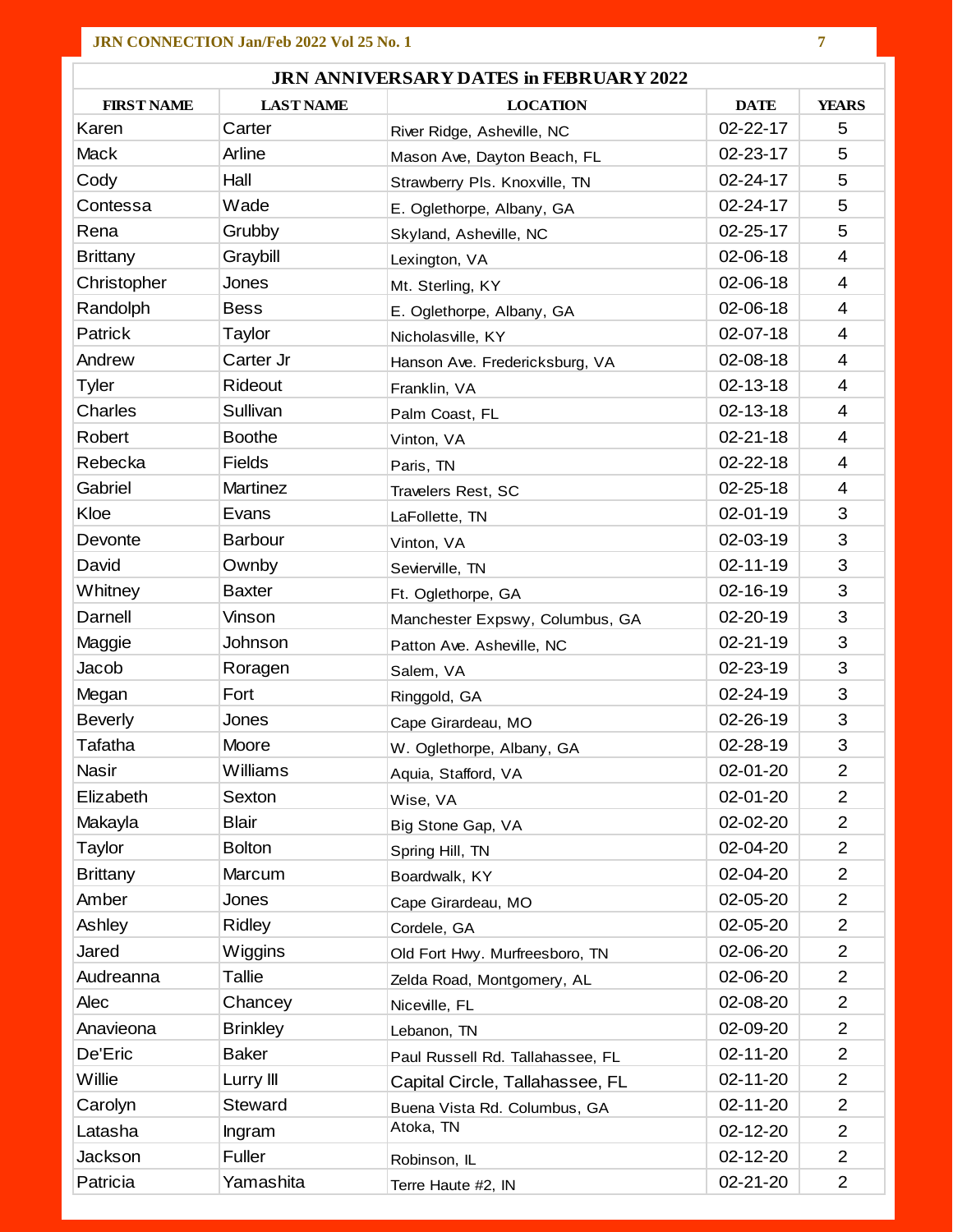## JRN ANNIVERSARY DATES in FEBRUARY 2022

| FIRST NAME | LAST NAME | LOCATION | DATE | YEARS |
|---|---|---|---|---|
| Karen | Carter | River Ridge, Asheville, NC | 02-22-17 | 5 |
| Mack | Arline | Mason Ave, Dayton Beach, FL | 02-23-17 | 5 |
| Cody | Hall | Strawberry Pls. Knoxville, TN | 02-24-17 | 5 |
| Contessa | Wade | E. Oglethorpe, Albany, GA | 02-24-17 | 5 |
| Rena | Grubby | Skyland, Asheville, NC | 02-25-17 | 5 |
| Brittany | Graybill | Lexington, VA | 02-06-18 | 4 |
| Christopher | Jones | Mt. Sterling, KY | 02-06-18 | 4 |
| Randolph | Bess | E. Oglethorpe, Albany, GA | 02-06-18 | 4 |
| Patrick | Taylor | Nicholasville, KY | 02-07-18 | 4 |
| Andrew | Carter Jr | Hanson Ave. Fredericksburg, VA | 02-08-18 | 4 |
| Tyler | Rideout | Franklin, VA | 02-13-18 | 4 |
| Charles | Sullivan | Palm Coast, FL | 02-13-18 | 4 |
| Robert | Boothe | Vinton, VA | 02-21-18 | 4 |
| Rebecka | Fields | Paris, TN | 02-22-18 | 4 |
| Gabriel | Martinez | Travelers Rest, SC | 02-25-18 | 4 |
| Kloe | Evans | LaFollette, TN | 02-01-19 | 3 |
| Devonte | Barbour | Vinton, VA | 02-03-19 | 3 |
| David | Ownby | Sevierville, TN | 02-11-19 | 3 |
| Whitney | Baxter | Ft. Oglethorpe, GA | 02-16-19 | 3 |
| Darnell | Vinson | Manchester Expswy, Columbus, GA | 02-20-19 | 3 |
| Maggie | Johnson | Patton Ave. Asheville, NC | 02-21-19 | 3 |
| Jacob | Roragen | Salem, VA | 02-23-19 | 3 |
| Megan | Fort | Ringgold, GA | 02-24-19 | 3 |
| Beverly | Jones | Cape Girardeau, MO | 02-26-19 | 3 |
| Tafatha | Moore | W. Oglethorpe, Albany, GA | 02-28-19 | 3 |
| Nasir | Williams | Aquia, Stafford, VA | 02-01-20 | 2 |
| Elizabeth | Sexton | Wise, VA | 02-01-20 | 2 |
| Makayla | Blair | Big Stone Gap, VA | 02-02-20 | 2 |
| Taylor | Bolton | Spring Hill, TN | 02-04-20 | 2 |
| Brittany | Marcum | Boardwalk, KY | 02-04-20 | 2 |
| Amber | Jones | Cape Girardeau, MO | 02-05-20 | 2 |
| Ashley | Ridley | Cordele, GA | 02-05-20 | 2 |
| Jared | Wiggins | Old Fort Hwy. Murfreesboro, TN | 02-06-20 | 2 |
| Audreanna | Tallie | Zelda Road, Montgomery, AL | 02-06-20 | 2 |
| Alec | Chancey | Niceville, FL | 02-08-20 | 2 |
| Anavieona | Brinkley | Lebanon, TN | 02-09-20 | 2 |
| De'Eric | Baker | Paul Russell Rd. Tallahassee, FL | 02-11-20 | 2 |
| Willie | Lurry III | Capital Circle, Tallahassee, FL | 02-11-20 | 2 |
| Carolyn | Steward | Buena Vista Rd. Columbus, GA | 02-11-20 | 2 |
| Latasha | Ingram | Atoka, TN | 02-12-20 | 2 |
| Jackson | Fuller | Robinson, IL | 02-12-20 | 2 |
| Patricia | Yamashita | Terre Haute #2, IN | 02-21-20 | 2 |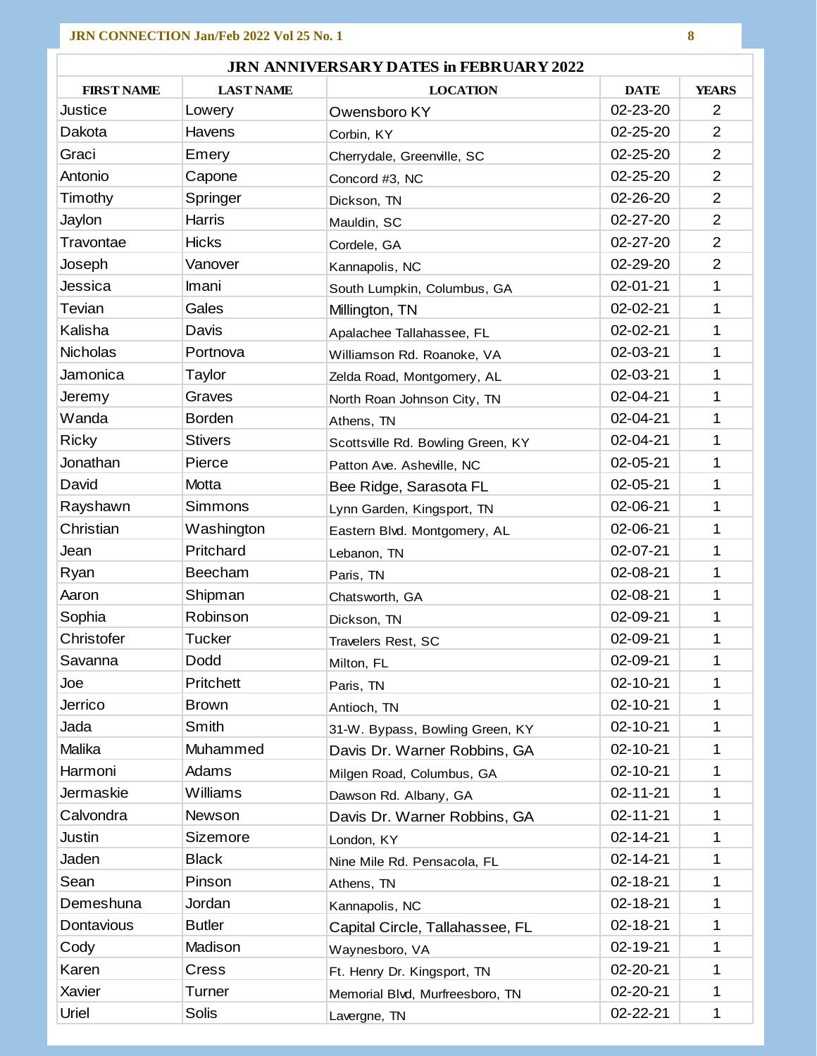## JRN ANNIVERSARY DATES in FEBRUARY 2022

| FIRST NAME | LAST NAME | LOCATION | DATE | YEARS |
|---|---|---|---|---|
| Justice | Lowery | Owensboro KY | 02-23-20 | 2 |
| Dakota | Havens | Corbin, KY | 02-25-20 | 2 |
| Graci | Emery | Cherrydale, Greenville, SC | 02-25-20 | 2 |
| Antonio | Capone | Concord #3, NC | 02-25-20 | 2 |
| Timothy | Springer | Dickson, TN | 02-26-20 | 2 |
| Jaylon | Harris | Mauldin, SC | 02-27-20 | 2 |
| Travontae | Hicks | Cordele, GA | 02-27-20 | 2 |
| Joseph | Vanover | Kannapolis, NC | 02-29-20 | 2 |
| Jessica | Imani | South Lumpkin, Columbus, GA | 02-01-21 | 1 |
| Tevian | Gales | Millington, TN | 02-02-21 | 1 |
| Kalisha | Davis | Apalachee Tallahassee, FL | 02-02-21 | 1 |
| Nicholas | Portnova | Williamson Rd. Roanoke, VA | 02-03-21 | 1 |
| Jamonica | Taylor | Zelda Road, Montgomery, AL | 02-03-21 | 1 |
| Jeremy | Graves | North Roan Johnson City, TN | 02-04-21 | 1 |
| Wanda | Borden | Athens, TN | 02-04-21 | 1 |
| Ricky | Stivers | Scottsville Rd. Bowling Green, KY | 02-04-21 | 1 |
| Jonathan | Pierce | Patton Ave. Asheville, NC | 02-05-21 | 1 |
| David | Motta | Bee Ridge, Sarasota FL | 02-05-21 | 1 |
| Rayshawn | Simmons | Lynn Garden, Kingsport, TN | 02-06-21 | 1 |
| Christian | Washington | Eastern Blvd. Montgomery, AL | 02-06-21 | 1 |
| Jean | Pritchard | Lebanon, TN | 02-07-21 | 1 |
| Ryan | Beecham | Paris, TN | 02-08-21 | 1 |
| Aaron | Shipman | Chatsworth, GA | 02-08-21 | 1 |
| Sophia | Robinson | Dickson, TN | 02-09-21 | 1 |
| Christofer | Tucker | Travelers Rest, SC | 02-09-21 | 1 |
| Savanna | Dodd | Milton, FL | 02-09-21 | 1 |
| Joe | Pritchett | Paris, TN | 02-10-21 | 1 |
| Jerrico | Brown | Antioch, TN | 02-10-21 | 1 |
| Jada | Smith | 31-W. Bypass, Bowling Green, KY | 02-10-21 | 1 |
| Malika | Muhammed | Davis Dr. Warner Robbins, GA | 02-10-21 | 1 |
| Harmoni | Adams | Milgen Road, Columbus, GA | 02-10-21 | 1 |
| Jermaskie | Williams | Dawson Rd. Albany, GA | 02-11-21 | 1 |
| Calvondra | Newson | Davis Dr. Warner Robbins, GA | 02-11-21 | 1 |
| Justin | Sizemore | London, KY | 02-14-21 | 1 |
| Jaden | Black | Nine Mile Rd. Pensacola, FL | 02-14-21 | 1 |
| Sean | Pinson | Athens, TN | 02-18-21 | 1 |
| Demeshuna | Jordan | Kannapolis, NC | 02-18-21 | 1 |
| Dontavious | Butler | Capital Circle, Tallahassee, FL | 02-18-21 | 1 |
| Cody | Madison | Waynesboro, VA | 02-19-21 | 1 |
| Karen | Cress | Ft. Henry Dr. Kingsport, TN | 02-20-21 | 1 |
| Xavier | Turner | Memorial Blvd, Murfreesboro, TN | 02-20-21 | 1 |
| Uriel | Solis | Lavergne, TN | 02-22-21 | 1 |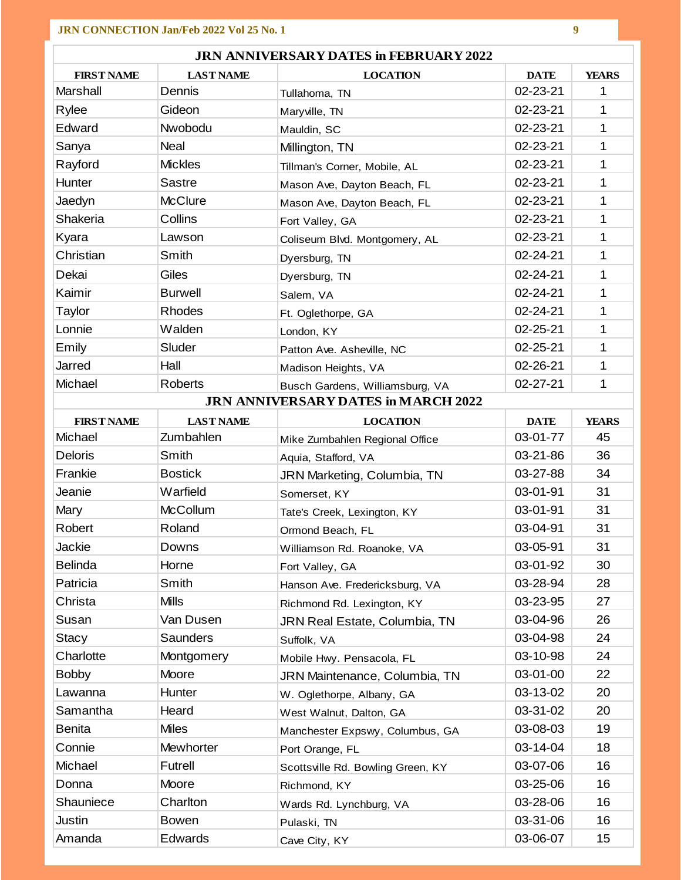## JRN ANNIVERSARY DATES in FEBRUARY 2022

| FIRST NAME | LAST NAME | LOCATION | DATE | YEARS |
|---|---|---|---|---|
| Marshall | Dennis | Tullahoma, TN | 02-23-21 | 1 |
| Rylee | Gideon | Maryville, TN | 02-23-21 | 1 |
| Edward | Nwobodu | Mauldin, SC | 02-23-21 | 1 |
| Sanya | Neal | Millington, TN | 02-23-21 | 1 |
| Rayford | Mickles | Tillman's Corner, Mobile, AL | 02-23-21 | 1 |
| Hunter | Sastre | Mason Ave, Dayton Beach, FL | 02-23-21 | 1 |
| Jaedyn | McClure | Mason Ave, Dayton Beach, FL | 02-23-21 | 1 |
| Shakeria | Collins | Fort Valley, GA | 02-23-21 | 1 |
| Kyara | Lawson | Coliseum Blvd. Montgomery, AL | 02-23-21 | 1 |
| Christian | Smith | Dyersburg, TN | 02-24-21 | 1 |
| Dekai | Giles | Dyersburg, TN | 02-24-21 | 1 |
| Kaimir | Burwell | Salem, VA | 02-24-21 | 1 |
| Taylor | Rhodes | Ft. Oglethorpe, GA | 02-24-21 | 1 |
| Lonnie | Walden | London, KY | 02-25-21 | 1 |
| Emily | Sluder | Patton Ave. Asheville, NC | 02-25-21 | 1 |
| Jarred | Hall | Madison Heights, VA | 02-26-21 | 1 |
| Michael | Roberts | Busch Gardens, Williamsburg, VA | 02-27-21 | 1 |

## JRN ANNIVERSARY DATES in MARCH 2022

| FIRST NAME | LAST NAME | LOCATION | DATE | YEARS |
|---|---|---|---|---|
| Michael | Zumbahlen | Mike Zumbahlen Regional Office | 03-01-77 | 45 |
| Deloris | Smith | Aquia, Stafford, VA | 03-21-86 | 36 |
| Frankie | Bostick | JRN Marketing, Columbia, TN | 03-27-88 | 34 |
| Jeanie | Warfield | Somerset, KY | 03-01-91 | 31 |
| Mary | McCollum | Tate's Creek, Lexington, KY | 03-01-91 | 31 |
| Robert | Roland | Ormond Beach, FL | 03-04-91 | 31 |
| Jackie | Downs | Williamson Rd. Roanoke, VA | 03-05-91 | 31 |
| Belinda | Horne | Fort Valley, GA | 03-01-92 | 30 |
| Patricia | Smith | Hanson Ave. Fredericksburg, VA | 03-28-94 | 28 |
| Christa | Mills | Richmond Rd. Lexington, KY | 03-23-95 | 27 |
| Susan | Van Dusen | JRN Real Estate, Columbia, TN | 03-04-96 | 26 |
| Stacy | Saunders | Suffolk, VA | 03-04-98 | 24 |
| Charlotte | Montgomery | Mobile Hwy. Pensacola, FL | 03-10-98 | 24 |
| Bobby | Moore | JRN Maintenance, Columbia, TN | 03-01-00 | 22 |
| Lawanna | Hunter | W. Oglethorpe, Albany, GA | 03-13-02 | 20 |
| Samantha | Heard | West Walnut, Dalton, GA | 03-31-02 | 20 |
| Benita | Miles | Manchester Expswy, Columbus, GA | 03-08-03 | 19 |
| Connie | Mewhorter | Port Orange, FL | 03-14-04 | 18 |
| Michael | Futrell | Scottsville Rd. Bowling Green, KY | 03-07-06 | 16 |
| Donna | Moore | Richmond, KY | 03-25-06 | 16 |
| Shauniece | Charlton | Wards Rd. Lynchburg, VA | 03-28-06 | 16 |
| Justin | Bowen | Pulaski, TN | 03-31-06 | 16 |
| Amanda | Edwards | Cave City, KY | 03-06-07 | 15 |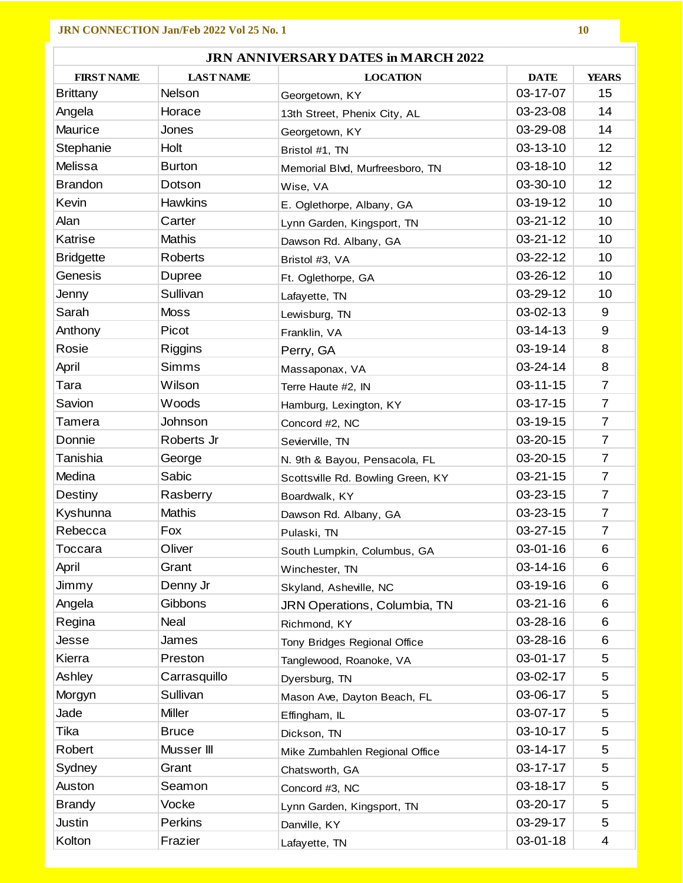## JRN ANNIVERSARY DATES in MARCH 2022

| FIRST NAME | LAST NAME | LOCATION | DATE | YEARS |
|---|---|---|---|---|
| Brittany | Nelson | Georgetown, KY | 03-17-07 | 15 |
| Angela | Horace | 13th Street, Phenix City, AL | 03-23-08 | 14 |
| Maurice | Jones | Georgetown, KY | 03-29-08 | 14 |
| Stephanie | Holt | Bristol #1, TN | 03-13-10 | 12 |
| Melissa | Burton | Memorial Blvd, Murfreesboro, TN | 03-18-10 | 12 |
| Brandon | Dotson | Wise, VA | 03-30-10 | 12 |
| Kevin | Hawkins | E. Oglethorpe, Albany, GA | 03-19-12 | 10 |
| Alan | Carter | Lynn Garden, Kingsport, TN | 03-21-12 | 10 |
| Katrise | Mathis | Dawson Rd. Albany, GA | 03-21-12 | 10 |
| Bridgette | Roberts | Bristol #3, VA | 03-22-12 | 10 |
| Genesis | Dupree | Ft. Oglethorpe, GA | 03-26-12 | 10 |
| Jenny | Sullivan | Lafayette, TN | 03-29-12 | 10 |
| Sarah | Moss | Lewisburg, TN | 03-02-13 | 9 |
| Anthony | Picot | Franklin, VA | 03-14-13 | 9 |
| Rosie | Riggins | Perry, GA | 03-19-14 | 8 |
| April | Simms | Massaponax, VA | 03-24-14 | 8 |
| Tara | Wilson | Terre Haute #2, IN | 03-11-15 | 7 |
| Savion | Woods | Hamburg, Lexington, KY | 03-17-15 | 7 |
| Tamera | Johnson | Concord #2, NC | 03-19-15 | 7 |
| Donnie | Roberts Jr | Sevierville, TN | 03-20-15 | 7 |
| Tanishia | George | N. 9th & Bayou, Pensacola, FL | 03-20-15 | 7 |
| Medina | Sabic | Scottsville Rd. Bowling Green, KY | 03-21-15 | 7 |
| Destiny | Rasberry | Boardwalk, KY | 03-23-15 | 7 |
| Kyshunna | Mathis | Dawson Rd. Albany, GA | 03-23-15 | 7 |
| Rebecca | Fox | Pulaski, TN | 03-27-15 | 7 |
| Toccara | Oliver | South Lumpkin, Columbus, GA | 03-01-16 | 6 |
| April | Grant | Winchester, TN | 03-14-16 | 6 |
| Jimmy | Denny Jr | Skyland, Asheville, NC | 03-19-16 | 6 |
| Angela | Gibbons | JRN Operations, Columbia, TN | 03-21-16 | 6 |
| Regina | Neal | Richmond, KY | 03-28-16 | 6 |
| Jesse | James | Tony Bridges Regional Office | 03-28-16 | 6 |
| Kierra | Preston | Tanglewood, Roanoke, VA | 03-01-17 | 5 |
| Ashley | Carrasquillo | Dyersburg, TN | 03-02-17 | 5 |
| Morgyn | Sullivan | Mason Ave, Dayton Beach, FL | 03-06-17 | 5 |
| Jade | Miller | Effingham, IL | 03-07-17 | 5 |
| Tika | Bruce | Dickson, TN | 03-10-17 | 5 |
| Robert | Musser III | Mike Zumbahlen Regional Office | 03-14-17 | 5 |
| Sydney | Grant | Chatsworth, GA | 03-17-17 | 5 |
| Auston | Seamon | Concord #3, NC | 03-18-17 | 5 |
| Brandy | Vocke | Lynn Garden, Kingsport, TN | 03-20-17 | 5 |
| Justin | Perkins | Danville, KY | 03-29-17 | 5 |
| Kolton | Frazier | Lafayette, TN | 03-01-18 | 4 |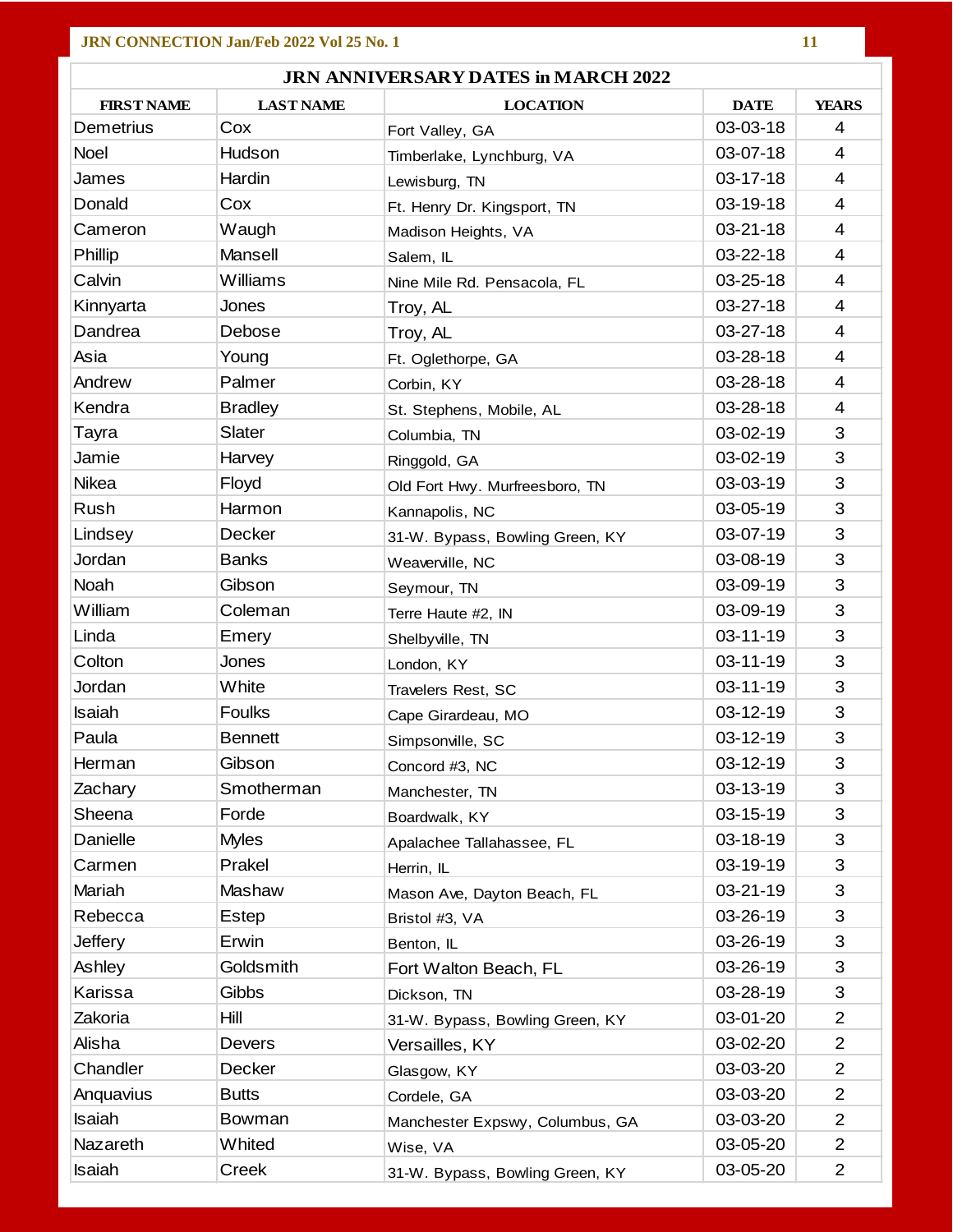## JRN ANNIVERSARY DATES in MARCH 2022

| FIRST NAME | LAST NAME | LOCATION | DATE | YEARS |
|---|---|---|---|---|
| Demetrius | Cox | Fort Valley, GA | 03-03-18 | 4 |
| Noel | Hudson | Timberlake, Lynchburg, VA | 03-07-18 | 4 |
| James | Hardin | Lewisburg, TN | 03-17-18 | 4 |
| Donald | Cox | Ft. Henry Dr. Kingsport, TN | 03-19-18 | 4 |
| Cameron | Waugh | Madison Heights, VA | 03-21-18 | 4 |
| Phillip | Mansell | Salem, IL | 03-22-18 | 4 |
| Calvin | Williams | Nine Mile Rd. Pensacola, FL | 03-25-18 | 4 |
| Kinnyarta | Jones | Troy, AL | 03-27-18 | 4 |
| Dandrea | Debose | Troy, AL | 03-27-18 | 4 |
| Asia | Young | Ft. Oglethorpe, GA | 03-28-18 | 4 |
| Andrew | Palmer | Corbin, KY | 03-28-18 | 4 |
| Kendra | Bradley | St. Stephens, Mobile, AL | 03-28-18 | 4 |
| Tayra | Slater | Columbia, TN | 03-02-19 | 3 |
| Jamie | Harvey | Ringgold, GA | 03-02-19 | 3 |
| Nikea | Floyd | Old Fort Hwy. Murfreesboro, TN | 03-03-19 | 3 |
| Rush | Harmon | Kannapolis, NC | 03-05-19 | 3 |
| Lindsey | Decker | 31-W. Bypass, Bowling Green, KY | 03-07-19 | 3 |
| Jordan | Banks | Weaverville, NC | 03-08-19 | 3 |
| Noah | Gibson | Seymour, TN | 03-09-19 | 3 |
| William | Coleman | Terre Haute #2, IN | 03-09-19 | 3 |
| Linda | Emery | Shelbyville, TN | 03-11-19 | 3 |
| Colton | Jones | London, KY | 03-11-19 | 3 |
| Jordan | White | Travelers Rest, SC | 03-11-19 | 3 |
| Isaiah | Foulks | Cape Girardeau, MO | 03-12-19 | 3 |
| Paula | Bennett | Simpsonville, SC | 03-12-19 | 3 |
| Herman | Gibson | Concord #3, NC | 03-12-19 | 3 |
| Zachary | Smotherman | Manchester, TN | 03-13-19 | 3 |
| Sheena | Forde | Boardwalk, KY | 03-15-19 | 3 |
| Danielle | Myles | Apalachee Tallahassee, FL | 03-18-19 | 3 |
| Carmen | Prakel | Herrin, IL | 03-19-19 | 3 |
| Mariah | Mashaw | Mason Ave, Dayton Beach, FL | 03-21-19 | 3 |
| Rebecca | Estep | Bristol #3, VA | 03-26-19 | 3 |
| Jeffery | Erwin | Benton, IL | 03-26-19 | 3 |
| Ashley | Goldsmith | Fort Walton Beach, FL | 03-26-19 | 3 |
| Karissa | Gibbs | Dickson, TN | 03-28-19 | 3 |
| Zakoria | Hill | 31-W. Bypass, Bowling Green, KY | 03-01-20 | 2 |
| Alisha | Devers | Versailles, KY | 03-02-20 | 2 |
| Chandler | Decker | Glasgow, KY | 03-03-20 | 2 |
| Anquavius | Butts | Cordele, GA | 03-03-20 | 2 |
| Isaiah | Bowman | Manchester Expswy, Columbus, GA | 03-03-20 | 2 |
| Nazareth | Whited | Wise, VA | 03-05-20 | 2 |
| Isaiah | Creek | 31-W. Bypass, Bowling Green, KY | 03-05-20 | 2 |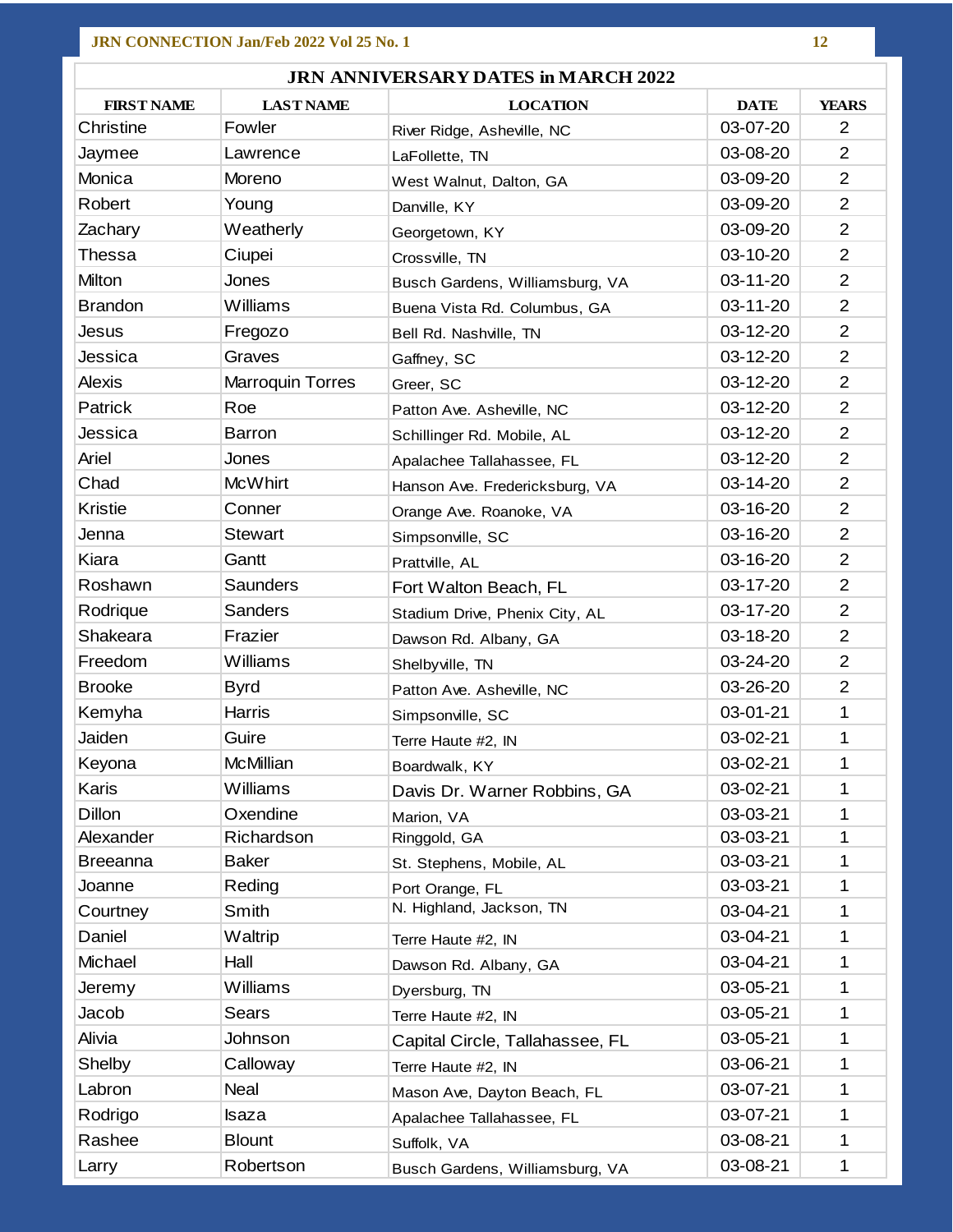## JRN ANNIVERSARY DATES in MARCH 2022

| FIRST NAME | LAST NAME | LOCATION | DATE | YEARS |
|---|---|---|---|---|
| Christine | Fowler | River Ridge, Asheville, NC | 03-07-20 | 2 |
| Jaymee | Lawrence | LaFollette, TN | 03-08-20 | 2 |
| Monica | Moreno | West Walnut, Dalton, GA | 03-09-20 | 2 |
| Robert | Young | Danville, KY | 03-09-20 | 2 |
| Zachary | Weatherly | Georgetown, KY | 03-09-20 | 2 |
| Thessa | Ciupei | Crossville, TN | 03-10-20 | 2 |
| Milton | Jones | Busch Gardens, Williamsburg, VA | 03-11-20 | 2 |
| Brandon | Williams | Buena Vista Rd. Columbus, GA | 03-11-20 | 2 |
| Jesus | Fregozo | Bell Rd. Nashville, TN | 03-12-20 | 2 |
| Jessica | Graves | Gaffney, SC | 03-12-20 | 2 |
| Alexis | Marroquin Torres | Greer, SC | 03-12-20 | 2 |
| Patrick | Roe | Patton Ave. Asheville, NC | 03-12-20 | 2 |
| Jessica | Barron | Schillinger Rd. Mobile, AL | 03-12-20 | 2 |
| Ariel | Jones | Apalachee Tallahassee, FL | 03-12-20 | 2 |
| Chad | McWhirt | Hanson Ave. Fredericksburg, VA | 03-14-20 | 2 |
| Kristie | Conner | Orange Ave. Roanoke, VA | 03-16-20 | 2 |
| Jenna | Stewart | Simpsonville, SC | 03-16-20 | 2 |
| Kiara | Gantt | Prattville, AL | 03-16-20 | 2 |
| Roshawn | Saunders | Fort Walton Beach, FL | 03-17-20 | 2 |
| Rodrique | Sanders | Stadium Drive, Phenix City, AL | 03-17-20 | 2 |
| Shakeara | Frazier | Dawson Rd. Albany, GA | 03-18-20 | 2 |
| Freedom | Williams | Shelbyville, TN | 03-24-20 | 2 |
| Brooke | Byrd | Patton Ave. Asheville, NC | 03-26-20 | 2 |
| Kemyha | Harris | Simpsonville, SC | 03-01-21 | 1 |
| Jaiden | Guire | Terre Haute #2, IN | 03-02-21 | 1 |
| Keyona | McMillian | Boardwalk, KY | 03-02-21 | 1 |
| Karis | Williams | Davis Dr. Warner Robbins, GA | 03-02-21 | 1 |
| Dillon | Oxendine | Marion, VA | 03-03-21 | 1 |
| Alexander | Richardson | Ringgold, GA | 03-03-21 | 1 |
| Breeanna | Baker | St. Stephens, Mobile, AL | 03-03-21 | 1 |
| Joanne | Reding | Port Orange, FL | 03-03-21 | 1 |
| Courtney | Smith | N. Highland, Jackson, TN | 03-04-21 | 1 |
| Daniel | Waltrip | Terre Haute #2, IN | 03-04-21 | 1 |
| Michael | Hall | Dawson Rd. Albany, GA | 03-04-21 | 1 |
| Jeremy | Williams | Dyersburg, TN | 03-05-21 | 1 |
| Jacob | Sears | Terre Haute #2, IN | 03-05-21 | 1 |
| Alivia | Johnson | Capital Circle, Tallahassee, FL | 03-05-21 | 1 |
| Shelby | Calloway | Terre Haute #2, IN | 03-06-21 | 1 |
| Labron | Neal | Mason Ave, Dayton Beach, FL | 03-07-21 | 1 |
| Rodrigo | Isaza | Apalachee Tallahassee, FL | 03-07-21 | 1 |
| Rashee | Blount | Suffolk, VA | 03-08-21 | 1 |
| Larry | Robertson | Busch Gardens, Williamsburg, VA | 03-08-21 | 1 |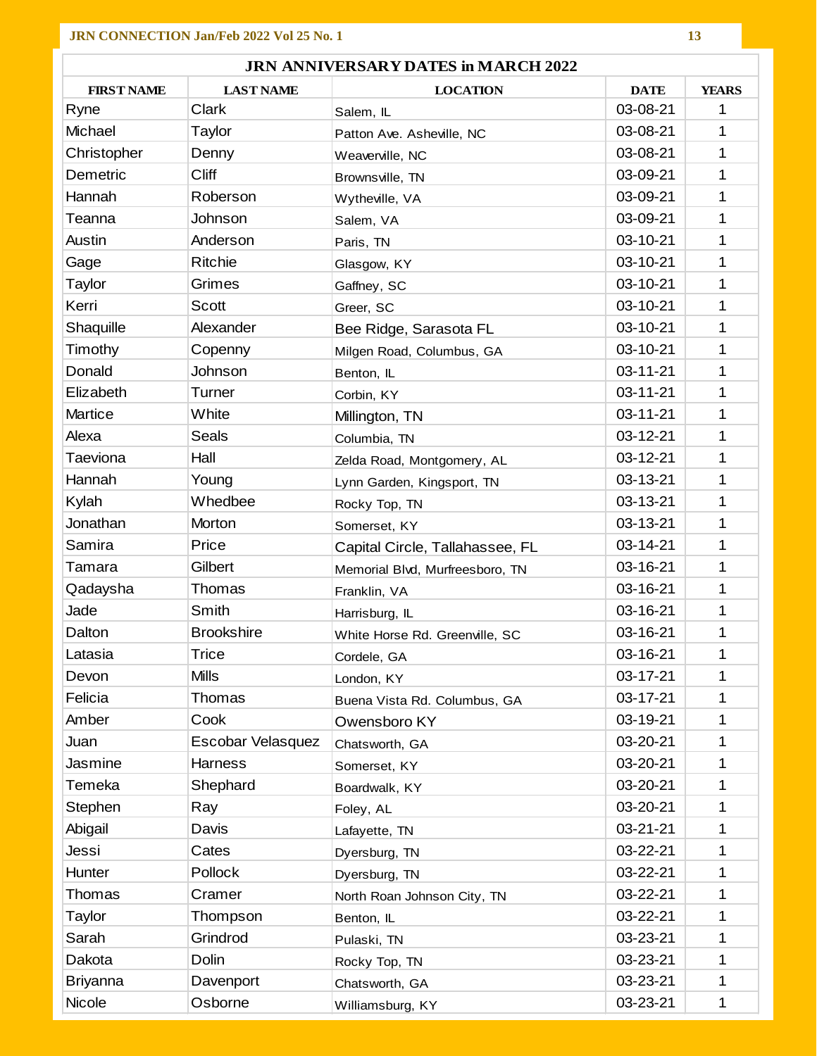## JRN ANNIVERSARY DATES in MARCH 2022

| FIRST NAME | LAST NAME | LOCATION | DATE | YEARS |
|---|---|---|---|---|
| Ryne | Clark | Salem, IL | 03-08-21 | 1 |
| Michael | Taylor | Patton Ave. Asheville, NC | 03-08-21 | 1 |
| Christopher | Denny | Weaverville, NC | 03-08-21 | 1 |
| Demetric | Cliff | Brownsville, TN | 03-09-21 | 1 |
| Hannah | Roberson | Wytheville, VA | 03-09-21 | 1 |
| Teanna | Johnson | Salem, VA | 03-09-21 | 1 |
| Austin | Anderson | Paris, TN | 03-10-21 | 1 |
| Gage | Ritchie | Glasgow, KY | 03-10-21 | 1 |
| Taylor | Grimes | Gaffney, SC | 03-10-21 | 1 |
| Kerri | Scott | Greer, SC | 03-10-21 | 1 |
| Shaquille | Alexander | Bee Ridge, Sarasota FL | 03-10-21 | 1 |
| Timothy | Copenny | Milgen Road, Columbus, GA | 03-10-21 | 1 |
| Donald | Johnson | Benton, IL | 03-11-21 | 1 |
| Elizabeth | Turner | Corbin, KY | 03-11-21 | 1 |
| Martice | White | Millington, TN | 03-11-21 | 1 |
| Alexa | Seals | Columbia, TN | 03-12-21 | 1 |
| Taeviona | Hall | Zelda Road, Montgomery, AL | 03-12-21 | 1 |
| Hannah | Young | Lynn Garden, Kingsport, TN | 03-13-21 | 1 |
| Kylah | Whedbee | Rocky Top, TN | 03-13-21 | 1 |
| Jonathan | Morton | Somerset, KY | 03-13-21 | 1 |
| Samira | Price | Capital Circle, Tallahassee, FL | 03-14-21 | 1 |
| Tamara | Gilbert | Memorial Blvd, Murfreesboro, TN | 03-16-21 | 1 |
| Qadaysha | Thomas | Franklin, VA | 03-16-21 | 1 |
| Jade | Smith | Harrisburg, IL | 03-16-21 | 1 |
| Dalton | Brookshire | White Horse Rd. Greenville, SC | 03-16-21 | 1 |
| Latasia | Trice | Cordele, GA | 03-16-21 | 1 |
| Devon | Mills | London, KY | 03-17-21 | 1 |
| Felicia | Thomas | Buena Vista Rd. Columbus, GA | 03-17-21 | 1 |
| Amber | Cook | Owensboro KY | 03-19-21 | 1 |
| Juan | Escobar Velasquez | Chatsworth, GA | 03-20-21 | 1 |
| Jasmine | Harness | Somerset, KY | 03-20-21 | 1 |
| Temeka | Shephard | Boardwalk, KY | 03-20-21 | 1 |
| Stephen | Ray | Foley, AL | 03-20-21 | 1 |
| Abigail | Davis | Lafayette, TN | 03-21-21 | 1 |
| Jessi | Cates | Dyersburg, TN | 03-22-21 | 1 |
| Hunter | Pollock | Dyersburg, TN | 03-22-21 | 1 |
| Thomas | Cramer | North Roan Johnson City, TN | 03-22-21 | 1 |
| Taylor | Thompson | Benton, IL | 03-22-21 | 1 |
| Sarah | Grindrod | Pulaski, TN | 03-23-21 | 1 |
| Dakota | Dolin | Rocky Top, TN | 03-23-21 | 1 |
| Briyanna | Davenport | Chatsworth, GA | 03-23-21 | 1 |
| Nicole | Osborne | Williamsburg, KY | 03-23-21 | 1 |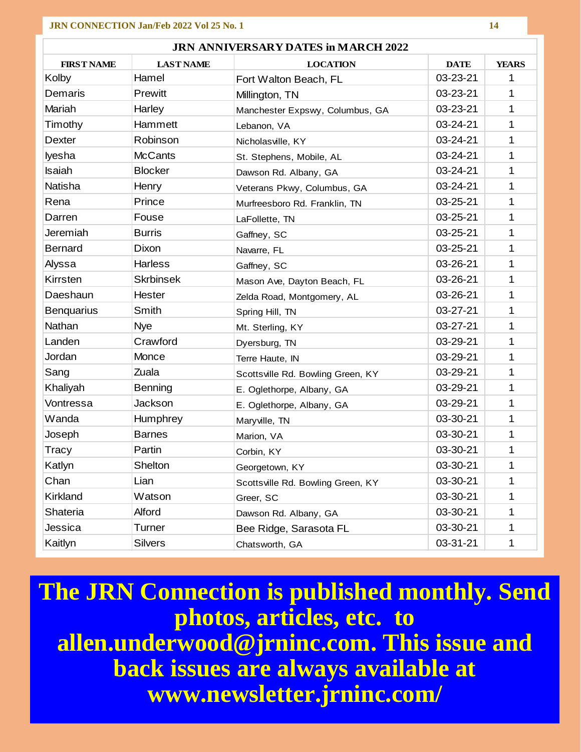| JRN ANNIVERSARY DATES in MARCH 2022 | | | | |
|---|---|---|---|---|
| FIRST NAME | LAST NAME | LOCATION | DATE | YEARS |
| Kolby | Hamel | Fort Walton Beach, FL | 03-23-21 | 1 |
| Demaris | Prewitt | Millington, TN | 03-23-21 | 1 |
| Mariah | Harley | Manchester Expswy, Columbus, GA | 03-23-21 | 1 |
| Timothy | Hammett | Lebanon, VA | 03-24-21 | 1 |
| Dexter | Robinson | Nicholasville, KY | 03-24-21 | 1 |
| Iyesha | McCants | St. Stephens, Mobile, AL | 03-24-21 | 1 |
| Isaiah | Blocker | Dawson Rd. Albany, GA | 03-24-21 | 1 |
| Natisha | Henry | Veterans Pkwy, Columbus, GA | 03-24-21 | 1 |
| Rena | Prince | Murfreesboro Rd. Franklin, TN | 03-25-21 | 1 |
| Darren | Fouse | LaFollette, TN | 03-25-21 | 1 |
| Jeremiah | Burris | Gaffney, SC | 03-25-21 | 1 |
| Bernard | Dixon | Navarre, FL | 03-25-21 | 1 |
| Alyssa | Harless | Gaffney, SC | 03-26-21 | 1 |
| Kirrsten | Skrbinsek | Mason Ave, Dayton Beach, FL | 03-26-21 | 1 |
| Daeshaun | Hester | Zelda Road, Montgomery, AL | 03-26-21 | 1 |
| Benquarius | Smith | Spring Hill, TN | 03-27-21 | 1 |
| Nathan | Nye | Mt. Sterling, KY | 03-27-21 | 1 |
| Landen | Crawford | Dyersburg, TN | 03-29-21 | 1 |
| Jordan | Monce | Terre Haute, IN | 03-29-21 | 1 |
| Sang | Zuala | Scottsville Rd. Bowling Green, KY | 03-29-21 | 1 |
| Khaliyah | Benning | E. Oglethorpe, Albany, GA | 03-29-21 | 1 |
| Vontressa | Jackson | E. Oglethorpe, Albany, GA | 03-29-21 | 1 |
| Wanda | Humphrey | Maryville, TN | 03-30-21 | 1 |
| Joseph | Barnes | Marion, VA | 03-30-21 | 1 |
| Tracy | Partin | Corbin, KY | 03-30-21 | 1 |
| Katlyn | Shelton | Georgetown, KY | 03-30-21 | 1 |
| Chan | Lian | Scottsville Rd. Bowling Green, KY | 03-30-21 | 1 |
| Kirkland | Watson | Greer, SC | 03-30-21 | 1 |
| Shateria | Alford | Dawson Rd. Albany, GA | 03-30-21 | 1 |
| Jessica | Turner | Bee Ridge, Sarasota FL | 03-30-21 | 1 |
| Kaitlyn | Silvers | Chatsworth, GA | 03-31-21 | 1 |

**The JRN Connection is published monthly. Send photos, articles, etc. to allen.underwood@jrninc.com. This issue and back issues are always available at www.newsletter.jrninc.com/**